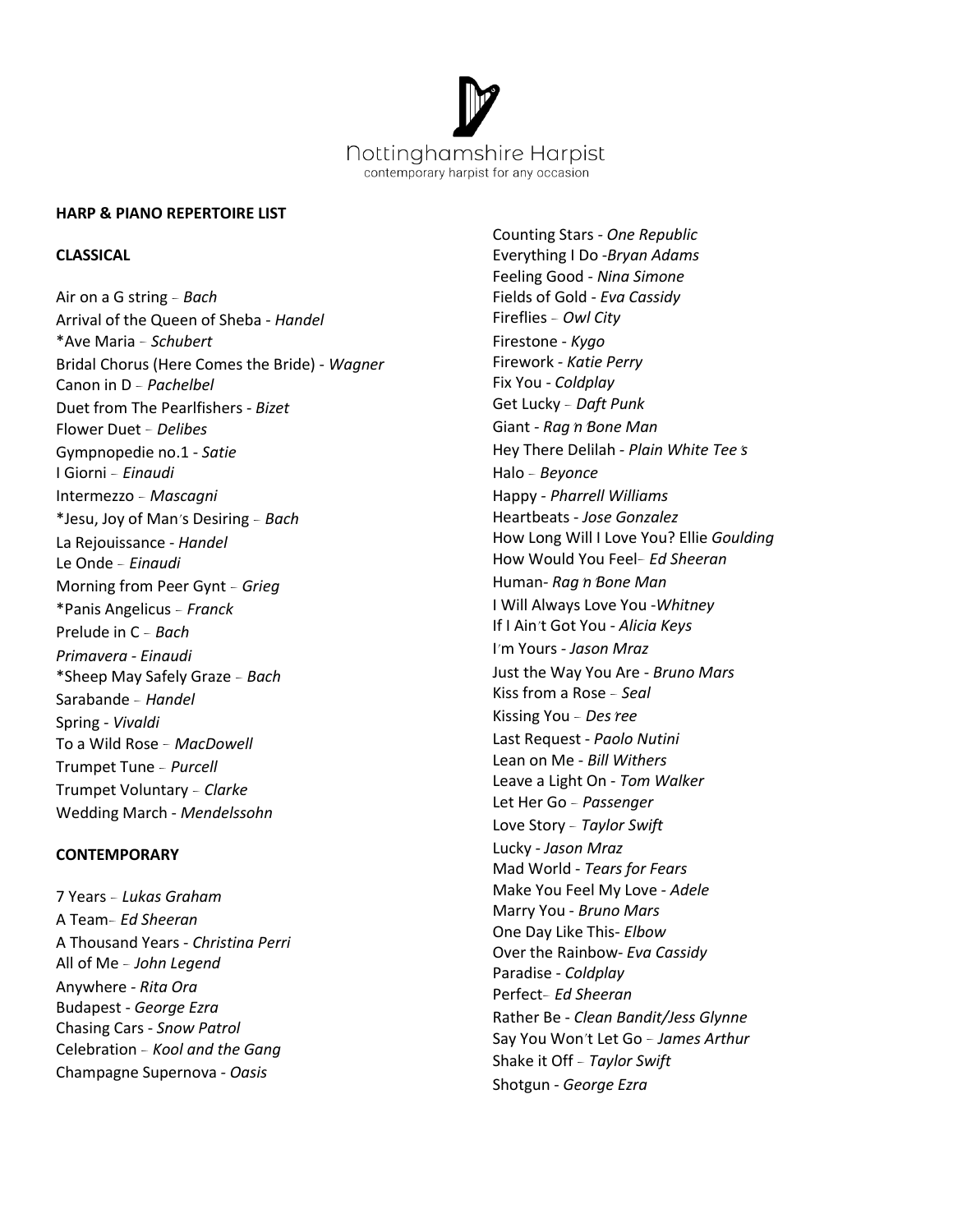Nottinghamshire Harpist

contemporary harpist for any occasion

**HARP & PIANO REPERTOIRE LIST**

**CLASSICAL**

Air on a G string – *Bach*
Arrival of the Queen of Sheba - *Handel*
*Ave Maria – *Schubert*
Bridal Chorus (Here Comes the Bride) - *Wagner*
Canon in D – *Pachelbel*
Duet from The Pearlfishers - *Bizet*
Flower Duet – *Delibes*
Gympnopedie no.1 - *Satie*
I Giorni – *Einaudi*
Intermezzo – *Mascagni*
*Jesu, Joy of Man's Desiring – *Bach*
La Rejouissance - *Handel*
Le Onde – *Einaudi*
Morning from Peer Gynt – *Grieg*
*Panis Angelicus – *Franck*
Prelude in C – *Bach*
*Primavera - Einaudi*
*Sheep May Safely Graze – *Bach*
Sarabande – *Handel*
Spring - *Vivaldi*
To a Wild Rose – *MacDowell*
Trumpet Tune – *Purcell*
Trumpet Voluntary – *Clarke*
Wedding March - *Mendelssohn*

**CONTEMPORARY**

7 Years – *Lukas Graham*
A Team– *Ed Sheeran*
A Thousand Years - *Christina Perri*
All of Me – *John Legend*
Anywhere - *Rita Ora*
Budapest - *George Ezra*
Chasing Cars - *Snow Patrol*
Celebration – *Kool and the Gang*
Champagne Supernova - *Oasis*
Counting Stars - *One Republic*
Everything I Do -*Bryan Adams*
Feeling Good - *Nina Simone*
Fields of Gold - *Eva Cassidy*
Fireflies – *Owl City*
Firestone - *Kygo*
Firework - *Katie Perry*
Fix You - *Coldplay*
Get Lucky – *Daft Punk*
Giant - *Rag 'n' Bone Man*
Hey There Delilah - *Plain White Tee's*
Halo – *Beyonce*
Happy - *Pharrell Williams*
Heartbeats - *Jose Gonzalez*
How Long Will I Love You? Ellie *Goulding*
How Would You Feel– *Ed Sheeran*
Human- *Rag 'n' Bone Man*
I Will Always Love You -*Whitney*
If I Ain't Got You - *Alicia Keys*
I'm Yours - *Jason Mraz*
Just the Way You Are - *Bruno Mars*
Kiss from a Rose – *Seal*
Kissing You – *Des'ree*
Last Request - *Paolo Nutini*
Lean on Me - *Bill Withers*
Leave a Light On - *Tom Walker*
Let Her Go – *Passenger*
Love Story – *Taylor Swift*
Lucky - *Jason Mraz*
Mad World - *Tears for Fears*
Make You Feel My Love - *Adele*
Marry You - *Bruno Mars*
One Day Like This- *Elbow*
Over the Rainbow- *Eva Cassidy*
Paradise - *Coldplay*
Perfect– *Ed Sheeran*
Rather Be - *Clean Bandit/Jess Glynne*
Say You Won't Let Go – *James Arthur*
Shake it Off – *Taylor Swift*
Shotgun - *George Ezra*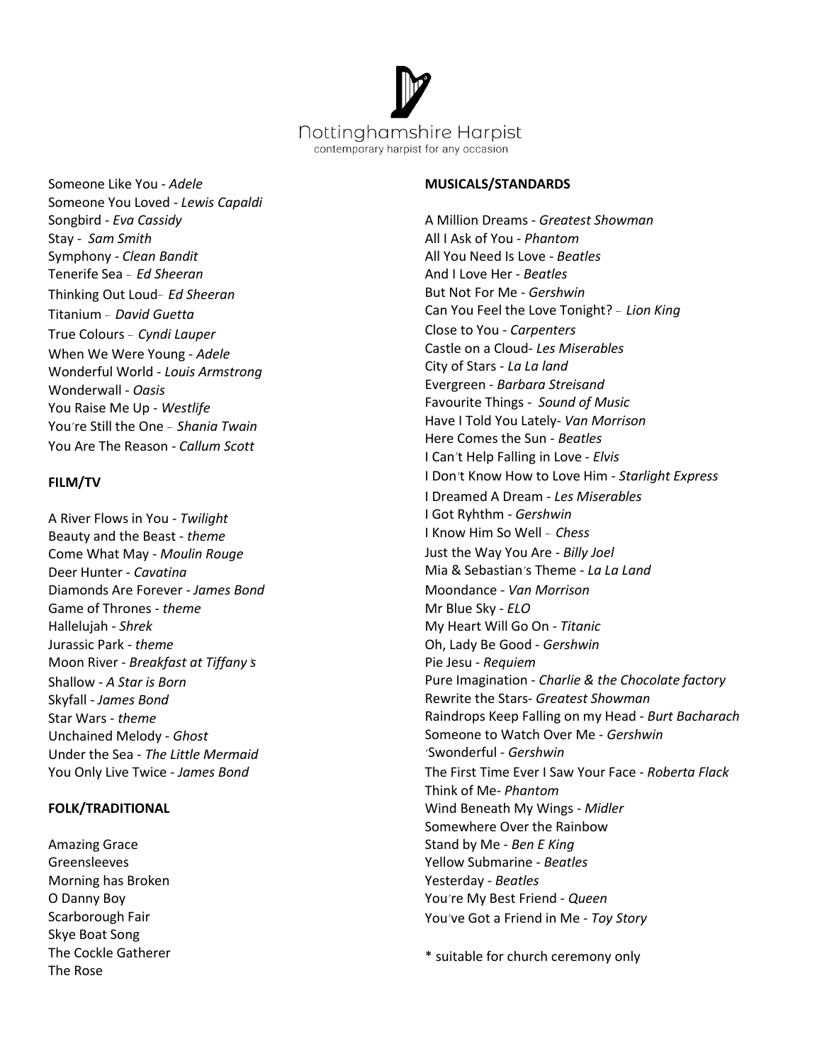Nottinghamshire Harpist
contemporary harpist for any occasion

Someone Like You - *Adele*
Someone You Loved - *Lewis Capaldi*
Songbird - *Eva Cassidy*
Stay - *Sam Smith*
Symphony - *Clean Bandit*
Tenerife Sea – *Ed Sheeran*
Thinking Out Loud– *Ed Sheeran*
Titanium – *David Guetta*
True Colours – *Cyndi Lauper*
When We Were Young - *Adele*
Wonderful World - *Louis Armstrong*
Wonderwall - *Oasis*
You Raise Me Up - *Westlife*
You're Still the One – *Shania Twain*
You Are The Reason - *Callum Scott*

**FILM/TV**

A River Flows in You - *Twilight*
Beauty and the Beast - *theme*
Come What May - *Moulin Rouge*
Deer Hunter - *Cavatina*
Diamonds Are Forever - *James Bond*
Game of Thrones - *theme*
Hallelujah - *Shrek*
Jurassic Park - *theme*
Moon River - *Breakfast at Tiffany's*
Shallow - *A Star is Born*
Skyfall - *James Bond*
Star Wars - *theme*
Unchained Melody - *Ghost*
Under the Sea - *The Little Mermaid*
You Only Live Twice - *James Bond*

**FOLK/TRADITIONAL**

Amazing Grace
Greensleeves
Morning has Broken
O Danny Boy
Scarborough Fair
Skye Boat Song
The Cockle Gatherer
The Rose

**MUSICALS/STANDARDS**

A Million Dreams - *Greatest Showman*
All I Ask of You - *Phantom*
All You Need Is Love - *Beatles*
And I Love Her - *Beatles*
But Not For Me - *Gershwin*
Can You Feel the Love Tonight? – *Lion King*
Close to You - *Carpenters*
Castle on a Cloud- *Les Miserables*
City of Stars - *La La land*
Evergreen - *Barbara Streisand*
Favourite Things - *Sound of Music*
Have I Told You Lately- *Van Morrison*
Here Comes the Sun - *Beatles*
I Can't Help Falling in Love - *Elvis*
I Don't Know How to Love Him - *Starlight Express*
I Dreamed A Dream - *Les Miserables*
I Got Ryhthm - *Gershwin*
I Know Him So Well – *Chess*
Just the Way You Are - *Billy Joel*
Mia & Sebastian's Theme - *La La Land*
Moondance - *Van Morrison*
Mr Blue Sky - *ELO*
My Heart Will Go On - *Titanic*
Oh, Lady Be Good - *Gershwin*
Pie Jesu - *Requiem*
Pure Imagination - *Charlie & the Chocolate factory*
Rewrite the Stars- *Greatest Showman*
Raindrops Keep Falling on my Head - *Burt Bacharach*
Someone to Watch Over Me - *Gershwin*
'Swonderful - *Gershwin*
The First Time Ever I Saw Your Face - *Roberta Flack*
Think of Me- *Phantom*
Wind Beneath My Wings - *Midler*
Somewhere Over the Rainbow
Stand by Me - *Ben E King*
Yellow Submarine - *Beatles*
Yesterday - *Beatles*
You're My Best Friend - *Queen*
You've Got a Friend in Me - *Toy Story*

\* suitable for church ceremony only